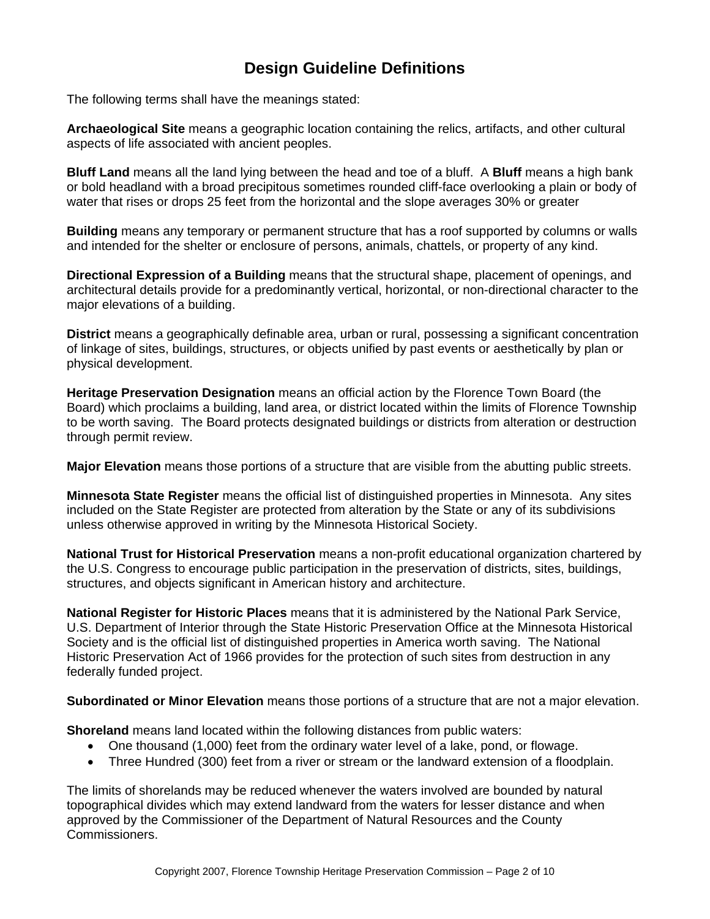# Design Guideline Definitions

The following terms shall have the meanings stated:

**Archaeological Site** means a geographic location containing the relics, artifacts, and other cultural aspects of life associated with ancient peoples.

**Bluff Land** means all the land lying between the head and toe of a bluff. A **Bluff** means a high bank or bold headland with a broad precipitous sometimes rounded cliff-face overlooking a plain or body of water that rises or drops 25 feet from the horizontal and the slope averages 30% or greater

**Building** means any temporary or permanent structure that has a roof supported by columns or walls and intended for the shelter or enclosure of persons, animals, chattels, or property of any kind.

**Directional Expression of a Building** means that the structural shape, placement of openings, and architectural details provide for a predominantly vertical, horizontal, or non-directional character to the major elevations of a building.

**District** means a geographically definable area, urban or rural, possessing a significant concentration of linkage of sites, buildings, structures, or objects unified by past events or aesthetically by plan or physical development.

**Heritage Preservation Designation** means an official action by the Florence Town Board (the Board) which proclaims a building, land area, or district located within the limits of Florence Township to be worth saving. The Board protects designated buildings or districts from alteration or destruction through permit review.

**Major Elevation** means those portions of a structure that are visible from the abutting public streets.

**Minnesota State Register** means the official list of distinguished properties in Minnesota. Any sites included on the State Register are protected from alteration by the State or any of its subdivisions unless otherwise approved in writing by the Minnesota Historical Society.

**National Trust for Historical Preservation** means a non-profit educational organization chartered by the U.S. Congress to encourage public participation in the preservation of districts, sites, buildings, structures, and objects significant in American history and architecture.

**National Register for Historic Places** means that it is administered by the National Park Service, U.S. Department of Interior through the State Historic Preservation Office at the Minnesota Historical Society and is the official list of distinguished properties in America worth saving. The National Historic Preservation Act of 1966 provides for the protection of such sites from destruction in any federally funded project.

**Subordinated or Minor Elevation** means those portions of a structure that are not a major elevation.

**Shoreland** means land located within the following distances from public waters:

- One thousand (1,000) feet from the ordinary water level of a lake, pond, or flowage.
- Three Hundred (300) feet from a river or stream or the landward extension of a floodplain.

The limits of shorelands may be reduced whenever the waters involved are bounded by natural topographical divides which may extend landward from the waters for lesser distance and when approved by the Commissioner of the Department of Natural Resources and the County Commissioners.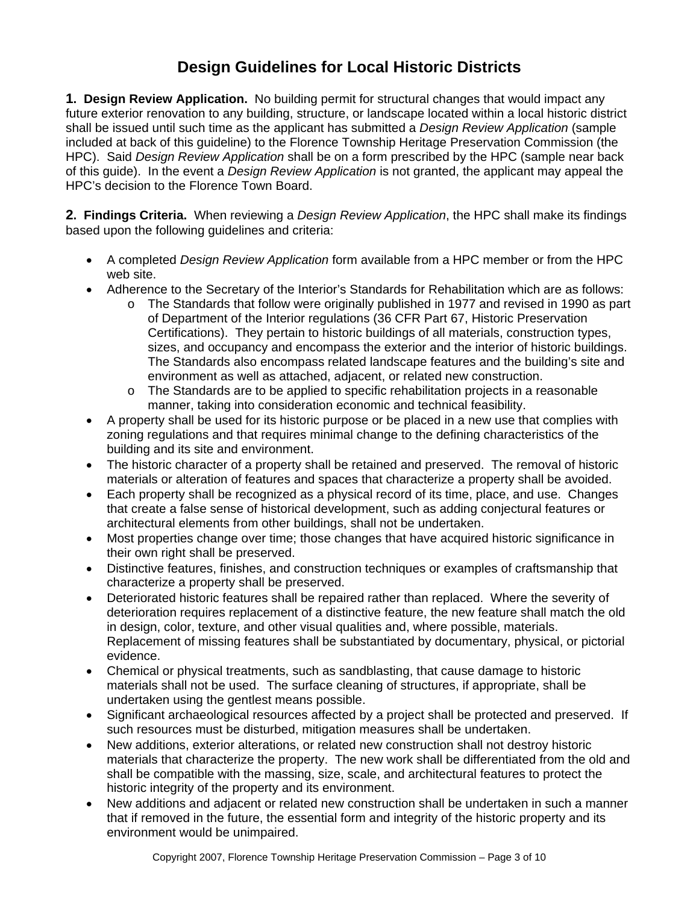# Design Guidelines for Local Historic Districts

**1. Design Review Application.** No building permit for structural changes that would impact any future exterior renovation to any building, structure, or landscape located within a local historic district shall be issued until such time as the applicant has submitted a *Design Review Application* (sample included at back of this guideline) to the Florence Township Heritage Preservation Commission (the HPC). Said *Design Review Application* shall be on a form prescribed by the HPC (sample near back of this guide). In the event a *Design Review Application* is not granted, the applicant may appeal the HPC's decision to the Florence Town Board.

**2. Findings Criteria.** When reviewing a *Design Review Application*, the HPC shall make its findings based upon the following guidelines and criteria:

- A completed *Design Review Application* form available from a HPC member or from the HPC web site.
- Adherence to the Secretary of the Interior's Standards for Rehabilitation which are as follows:
    - The Standards that follow were originally published in 1977 and revised in 1990 as part of Department of the Interior regulations (36 CFR Part 67, Historic Preservation Certifications). They pertain to historic buildings of all materials, construction types, sizes, and occupancy and encompass the exterior and the interior of historic buildings. The Standards also encompass related landscape features and the building's site and environment as well as attached, adjacent, or related new construction.
    - The Standards are to be applied to specific rehabilitation projects in a reasonable manner, taking into consideration economic and technical feasibility.
- A property shall be used for its historic purpose or be placed in a new use that complies with zoning regulations and that requires minimal change to the defining characteristics of the building and its site and environment.
- The historic character of a property shall be retained and preserved. The removal of historic materials or alteration of features and spaces that characterize a property shall be avoided.
- Each property shall be recognized as a physical record of its time, place, and use. Changes that create a false sense of historical development, such as adding conjectural features or architectural elements from other buildings, shall not be undertaken.
- Most properties change over time; those changes that have acquired historic significance in their own right shall be preserved.
- Distinctive features, finishes, and construction techniques or examples of craftsmanship that characterize a property shall be preserved.
- Deteriorated historic features shall be repaired rather than replaced. Where the severity of deterioration requires replacement of a distinctive feature, the new feature shall match the old in design, color, texture, and other visual qualities and, where possible, materials. Replacement of missing features shall be substantiated by documentary, physical, or pictorial evidence.
- Chemical or physical treatments, such as sandblasting, that cause damage to historic materials shall not be used. The surface cleaning of structures, if appropriate, shall be undertaken using the gentlest means possible.
- Significant archaeological resources affected by a project shall be protected and preserved. If such resources must be disturbed, mitigation measures shall be undertaken.
- New additions, exterior alterations, or related new construction shall not destroy historic materials that characterize the property. The new work shall be differentiated from the old and shall be compatible with the massing, size, scale, and architectural features to protect the historic integrity of the property and its environment.
- New additions and adjacent or related new construction shall be undertaken in such a manner that if removed in the future, the essential form and integrity of the historic property and its environment would be unimpaired.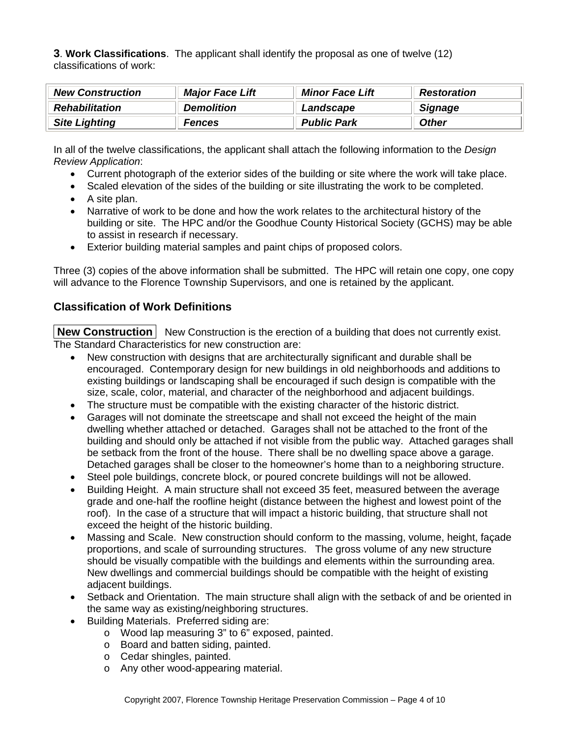**3**. **Work Classifications**. The applicant shall identify the proposal as one of twelve (12) classifications of work:

| | | | |
|---|---|---|---|
| ***New Construction*** | ***Major Face Lift*** | ***Minor Face Lift*** | ***Restoration*** |
| ***Rehabilitation*** | ***Demolition*** | ***Landscape*** | ***Signage*** |
| ***Site Lighting*** | ***Fences*** | ***Public Park*** | ***Other*** |

In all of the twelve classifications, the applicant shall attach the following information to the *Design Review Application*:

- Current photograph of the exterior sides of the building or site where the work will take place.
- Scaled elevation of the sides of the building or site illustrating the work to be completed.
- A site plan.
- Narrative of work to be done and how the work relates to the architectural history of the building or site. The HPC and/or the Goodhue County Historical Society (GCHS) may be able to assist in research if necessary.
- Exterior building material samples and paint chips of proposed colors.

Three (3) copies of the above information shall be submitted. The HPC will retain one copy, one copy will advance to the Florence Township Supervisors, and one is retained by the applicant.

## Classification of Work Definitions

**New Construction** New Construction is the erection of a building that does not currently exist. The Standard Characteristics for new construction are:

- New construction with designs that are architecturally significant and durable shall be encouraged. Contemporary design for new buildings in old neighborhoods and additions to existing buildings or landscaping shall be encouraged if such design is compatible with the size, scale, color, material, and character of the neighborhood and adjacent buildings.
- The structure must be compatible with the existing character of the historic district.
- Garages will not dominate the streetscape and shall not exceed the height of the main dwelling whether attached or detached. Garages shall not be attached to the front of the building and should only be attached if not visible from the public way. Attached garages shall be setback from the front of the house. There shall be no dwelling space above a garage. Detached garages shall be closer to the homeowner's home than to a neighboring structure.
- Steel pole buildings, concrete block, or poured concrete buildings will not be allowed.
- Building Height. A main structure shall not exceed 35 feet, measured between the average grade and one-half the roofline height (distance between the highest and lowest point of the roof). In the case of a structure that will impact a historic building, that structure shall not exceed the height of the historic building.
- Massing and Scale. New construction should conform to the massing, volume, height, façade proportions, and scale of surrounding structures. The gross volume of any new structure should be visually compatible with the buildings and elements within the surrounding area. New dwellings and commercial buildings should be compatible with the height of existing adjacent buildings.
- Setback and Orientation. The main structure shall align with the setback of and be oriented in the same way as existing/neighboring structures.
- Building Materials. Preferred siding are:
  - Wood lap measuring 3" to 6" exposed, painted.
  - Board and batten siding, painted.
  - Cedar shingles, painted.
  - Any other wood-appearing material.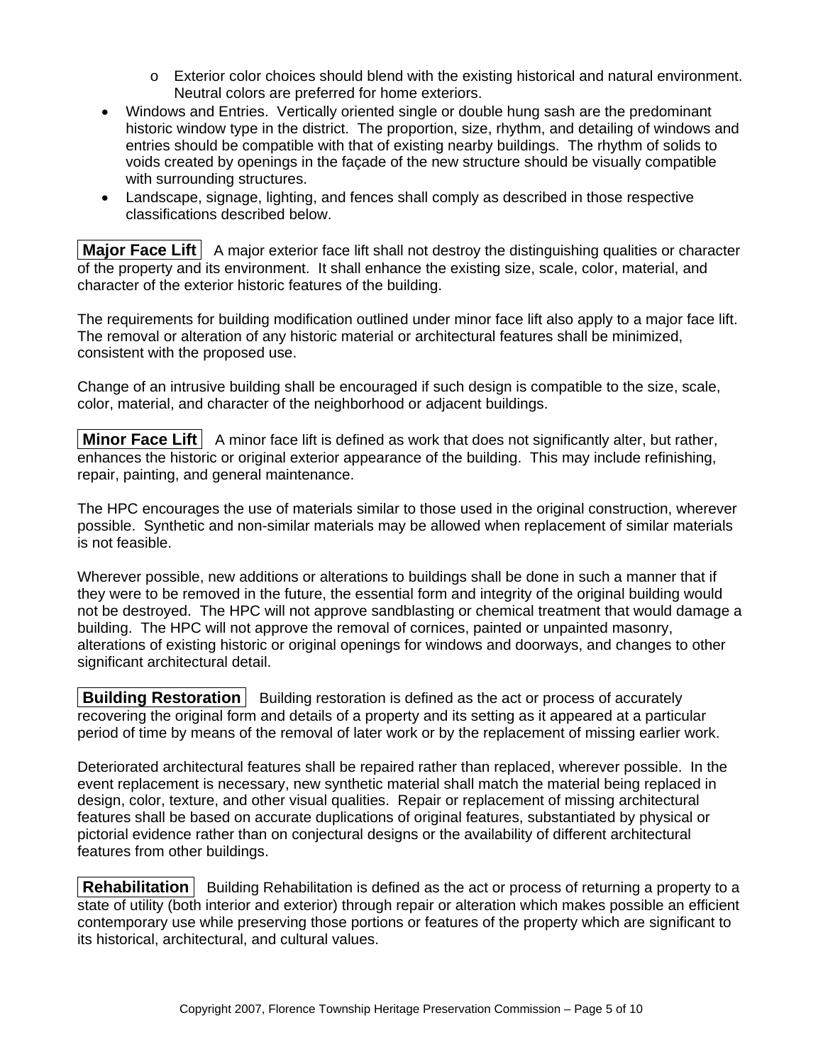- Exterior color choices should blend with the existing historical and natural environment. Neutral colors are preferred for home exteriors.
- Windows and Entries. Vertically oriented single or double hung sash are the predominant historic window type in the district. The proportion, size, rhythm, and detailing of windows and entries should be compatible with that of existing nearby buildings. The rhythm of solids to voids created by openings in the façade of the new structure should be visually compatible with surrounding structures.
- Landscape, signage, lighting, and fences shall comply as described in those respective classifications described below.

**Major Face Lift** A major exterior face lift shall not destroy the distinguishing qualities or character of the property and its environment. It shall enhance the existing size, scale, color, material, and character of the exterior historic features of the building.

The requirements for building modification outlined under minor face lift also apply to a major face lift. The removal or alteration of any historic material or architectural features shall be minimized, consistent with the proposed use.

Change of an intrusive building shall be encouraged if such design is compatible to the size, scale, color, material, and character of the neighborhood or adjacent buildings.

**Minor Face Lift** A minor face lift is defined as work that does not significantly alter, but rather, enhances the historic or original exterior appearance of the building. This may include refinishing, repair, painting, and general maintenance.

The HPC encourages the use of materials similar to those used in the original construction, wherever possible. Synthetic and non-similar materials may be allowed when replacement of similar materials is not feasible.

Wherever possible, new additions or alterations to buildings shall be done in such a manner that if they were to be removed in the future, the essential form and integrity of the original building would not be destroyed. The HPC will not approve sandblasting or chemical treatment that would damage a building. The HPC will not approve the removal of cornices, painted or unpainted masonry, alterations of existing historic or original openings for windows and doorways, and changes to other significant architectural detail.

**Building Restoration** Building restoration is defined as the act or process of accurately recovering the original form and details of a property and its setting as it appeared at a particular period of time by means of the removal of later work or by the replacement of missing earlier work.

Deteriorated architectural features shall be repaired rather than replaced, wherever possible. In the event replacement is necessary, new synthetic material shall match the material being replaced in design, color, texture, and other visual qualities. Repair or replacement of missing architectural features shall be based on accurate duplications of original features, substantiated by physical or pictorial evidence rather than on conjectural designs or the availability of different architectural features from other buildings.

**Rehabilitation** Building Rehabilitation is defined as the act or process of returning a property to a state of utility (both interior and exterior) through repair or alteration which makes possible an efficient contemporary use while preserving those portions or features of the property which are significant to its historical, architectural, and cultural values.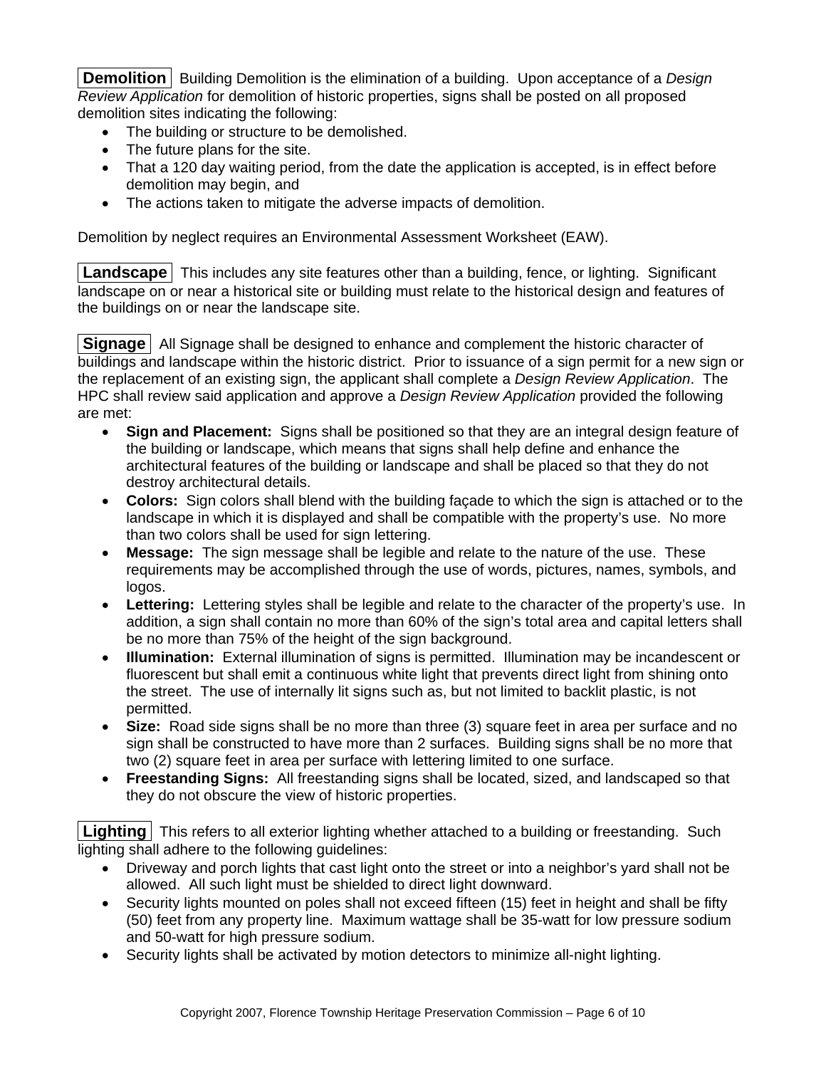**Demolition** Building Demolition is the elimination of a building. Upon acceptance of a *Design Review Application* for demolition of historic properties, signs shall be posted on all proposed demolition sites indicating the following:

- The building or structure to be demolished.
- The future plans for the site.
- That a 120 day waiting period, from the date the application is accepted, is in effect before demolition may begin, and
- The actions taken to mitigate the adverse impacts of demolition.

Demolition by neglect requires an Environmental Assessment Worksheet (EAW).

**Landscape** This includes any site features other than a building, fence, or lighting. Significant landscape on or near a historical site or building must relate to the historical design and features of the buildings on or near the landscape site.

**Signage** All Signage shall be designed to enhance and complement the historic character of buildings and landscape within the historic district. Prior to issuance of a sign permit for a new sign or the replacement of an existing sign, the applicant shall complete a *Design Review Application*. The HPC shall review said application and approve a *Design Review Application* provided the following are met:

- **Sign and Placement:** Signs shall be positioned so that they are an integral design feature of the building or landscape, which means that signs shall help define and enhance the architectural features of the building or landscape and shall be placed so that they do not destroy architectural details.
- **Colors:** Sign colors shall blend with the building façade to which the sign is attached or to the landscape in which it is displayed and shall be compatible with the property's use. No more than two colors shall be used for sign lettering.
- **Message:** The sign message shall be legible and relate to the nature of the use. These requirements may be accomplished through the use of words, pictures, names, symbols, and logos.
- **Lettering:** Lettering styles shall be legible and relate to the character of the property's use. In addition, a sign shall contain no more than 60% of the sign's total area and capital letters shall be no more than 75% of the height of the sign background.
- **Illumination:** External illumination of signs is permitted. Illumination may be incandescent or fluorescent but shall emit a continuous white light that prevents direct light from shining onto the street. The use of internally lit signs such as, but not limited to backlit plastic, is not permitted.
- **Size:** Road side signs shall be no more than three (3) square feet in area per surface and no sign shall be constructed to have more than 2 surfaces. Building signs shall be no more that two (2) square feet in area per surface with lettering limited to one surface.
- **Freestanding Signs:** All freestanding signs shall be located, sized, and landscaped so that they do not obscure the view of historic properties.

**Lighting** This refers to all exterior lighting whether attached to a building or freestanding. Such lighting shall adhere to the following guidelines:

- Driveway and porch lights that cast light onto the street or into a neighbor's yard shall not be allowed. All such light must be shielded to direct light downward.
- Security lights mounted on poles shall not exceed fifteen (15) feet in height and shall be fifty (50) feet from any property line. Maximum wattage shall be 35-watt for low pressure sodium and 50-watt for high pressure sodium.
- Security lights shall be activated by motion detectors to minimize all-night lighting.

Copyright 2007, Florence Township Heritage Preservation Commission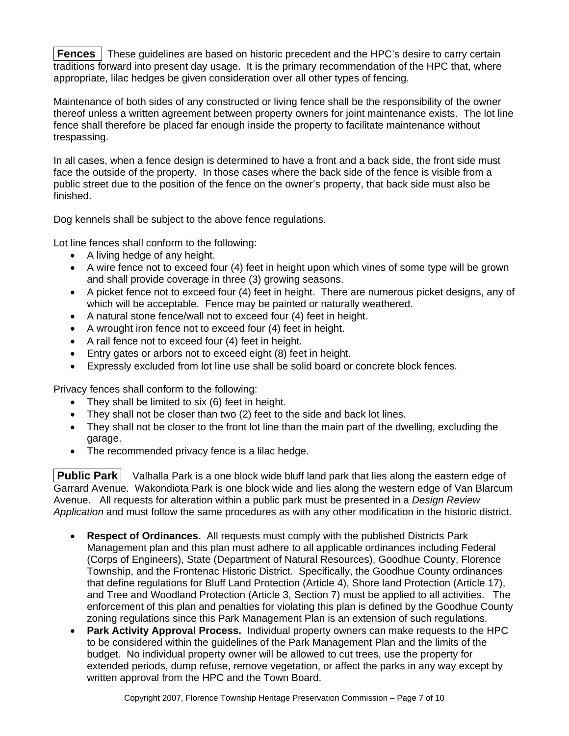**Fences** These guidelines are based on historic precedent and the HPC's desire to carry certain traditions forward into present day usage. It is the primary recommendation of the HPC that, where appropriate, lilac hedges be given consideration over all other types of fencing.

Maintenance of both sides of any constructed or living fence shall be the responsibility of the owner thereof unless a written agreement between property owners for joint maintenance exists. The lot line fence shall therefore be placed far enough inside the property to facilitate maintenance without trespassing.

In all cases, when a fence design is determined to have a front and a back side, the front side must face the outside of the property. In those cases where the back side of the fence is visible from a public street due to the position of the fence on the owner's property, that back side must also be finished.

Dog kennels shall be subject to the above fence regulations.

Lot line fences shall conform to the following:

- A living hedge of any height.
- A wire fence not to exceed four (4) feet in height upon which vines of some type will be grown and shall provide coverage in three (3) growing seasons.
- A picket fence not to exceed four (4) feet in height. There are numerous picket designs, any of which will be acceptable. Fence may be painted or naturally weathered.
- A natural stone fence/wall not to exceed four (4) feet in height.
- A wrought iron fence not to exceed four (4) feet in height.
- A rail fence not to exceed four (4) feet in height.
- Entry gates or arbors not to exceed eight (8) feet in height.
- Expressly excluded from lot line use shall be solid board or concrete block fences.

Privacy fences shall conform to the following:

- They shall be limited to six (6) feet in height.
- They shall not be closer than two (2) feet to the side and back lot lines.
- They shall not be closer to the front lot line than the main part of the dwelling, excluding the garage.
- The recommended privacy fence is a lilac hedge.

**Public Park** Valhalla Park is a one block wide bluff land park that lies along the eastern edge of Garrard Avenue. Wakondiota Park is one block wide and lies along the western edge of Van Blarcum Avenue. All requests for alteration within a public park must be presented in a *Design Review Application* and must follow the same procedures as with any other modification in the historic district.

- **Respect of Ordinances.** All requests must comply with the published Districts Park Management plan and this plan must adhere to all applicable ordinances including Federal (Corps of Engineers), State (Department of Natural Resources), Goodhue County, Florence Township, and the Frontenac Historic District. Specifically, the Goodhue County ordinances that define regulations for Bluff Land Protection (Article 4), Shore land Protection (Article 17), and Tree and Woodland Protection (Article 3, Section 7) must be applied to all activities. The enforcement of this plan and penalties for violating this plan is defined by the Goodhue County zoning regulations since this Park Management Plan is an extension of such regulations.
- **Park Activity Approval Process.** Individual property owners can make requests to the HPC to be considered within the guidelines of the Park Management Plan and the limits of the budget. No individual property owner will be allowed to cut trees, use the property for extended periods, dump refuse, remove vegetation, or affect the parks in any way except by written approval from the HPC and the Town Board.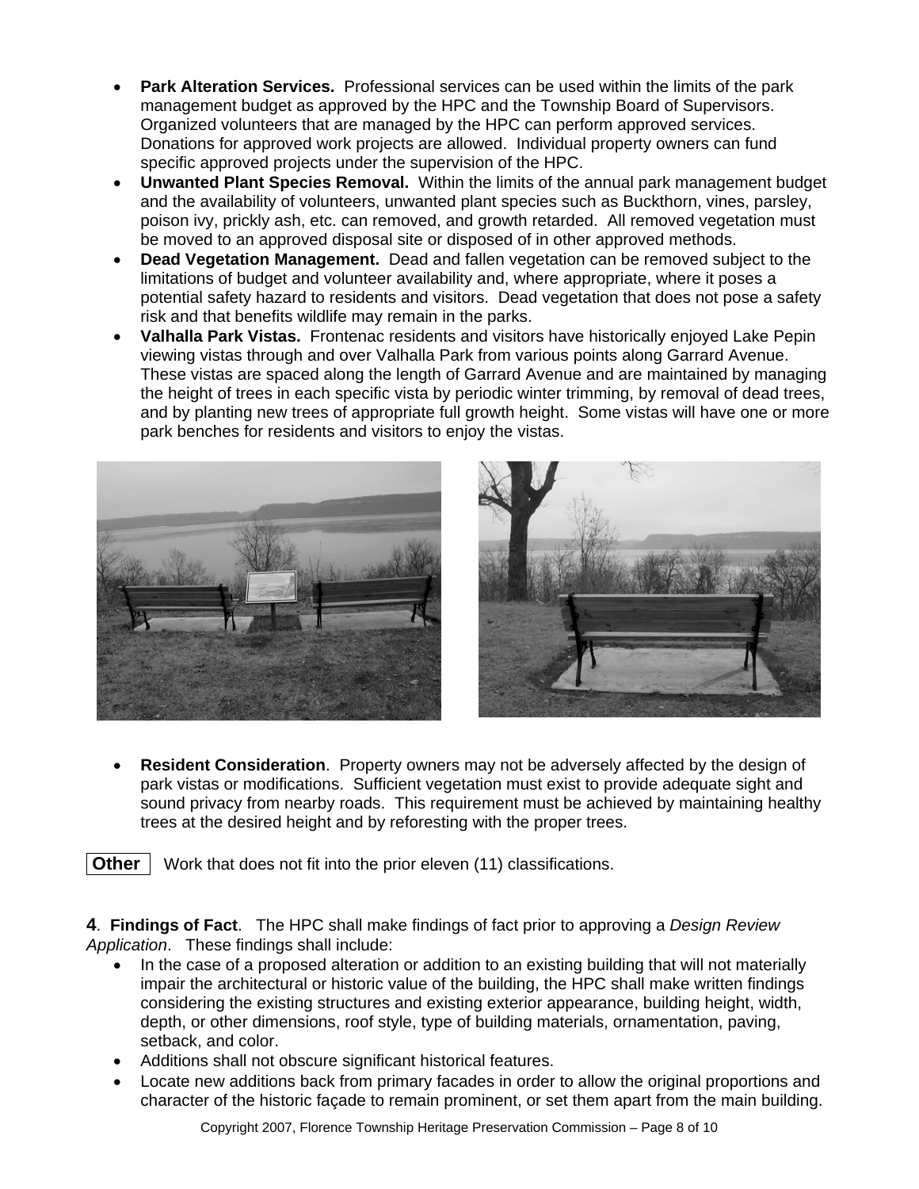- **Park Alteration Services.** Professional services can be used within the limits of the park management budget as approved by the HPC and the Township Board of Supervisors. Organized volunteers that are managed by the HPC can perform approved services. Donations for approved work projects are allowed. Individual property owners can fund specific approved projects under the supervision of the HPC.
- **Unwanted Plant Species Removal.** Within the limits of the annual park management budget and the availability of volunteers, unwanted plant species such as Buckthorn, vines, parsley, poison ivy, prickly ash, etc. can removed, and growth retarded. All removed vegetation must be moved to an approved disposal site or disposed of in other approved methods.
- **Dead Vegetation Management.** Dead and fallen vegetation can be removed subject to the limitations of budget and volunteer availability and, where appropriate, where it poses a potential safety hazard to residents and visitors. Dead vegetation that does not pose a safety risk and that benefits wildlife may remain in the parks.
- **Valhalla Park Vistas.** Frontenac residents and visitors have historically enjoyed Lake Pepin viewing vistas through and over Valhalla Park from various points along Garrard Avenue. These vistas are spaced along the length of Garrard Avenue and are maintained by managing the height of trees in each specific vista by periodic winter trimming, by removal of dead trees, and by planting new trees of appropriate full growth height. Some vistas will have one or more park benches for residents and visitors to enjoy the vistas.

- **Resident Consideration**. Property owners may not be adversely affected by the design of park vistas or modifications. Sufficient vegetation must exist to provide adequate sight and sound privacy from nearby roads. This requirement must be achieved by maintaining healthy trees at the desired height and by reforesting with the proper trees.

**Other** Work that does not fit into the prior eleven (11) classifications.

**4**. **Findings of Fact**. The HPC shall make findings of fact prior to approving a *Design Review Application*. These findings shall include:

- In the case of a proposed alteration or addition to an existing building that will not materially impair the architectural or historic value of the building, the HPC shall make written findings considering the existing structures and existing exterior appearance, building height, width, depth, or other dimensions, roof style, type of building materials, ornamentation, paving, setback, and color.
- Additions shall not obscure significant historical features.
- Locate new additions back from primary facades in order to allow the original proportions and character of the historic façade to remain prominent, or set them apart from the main building.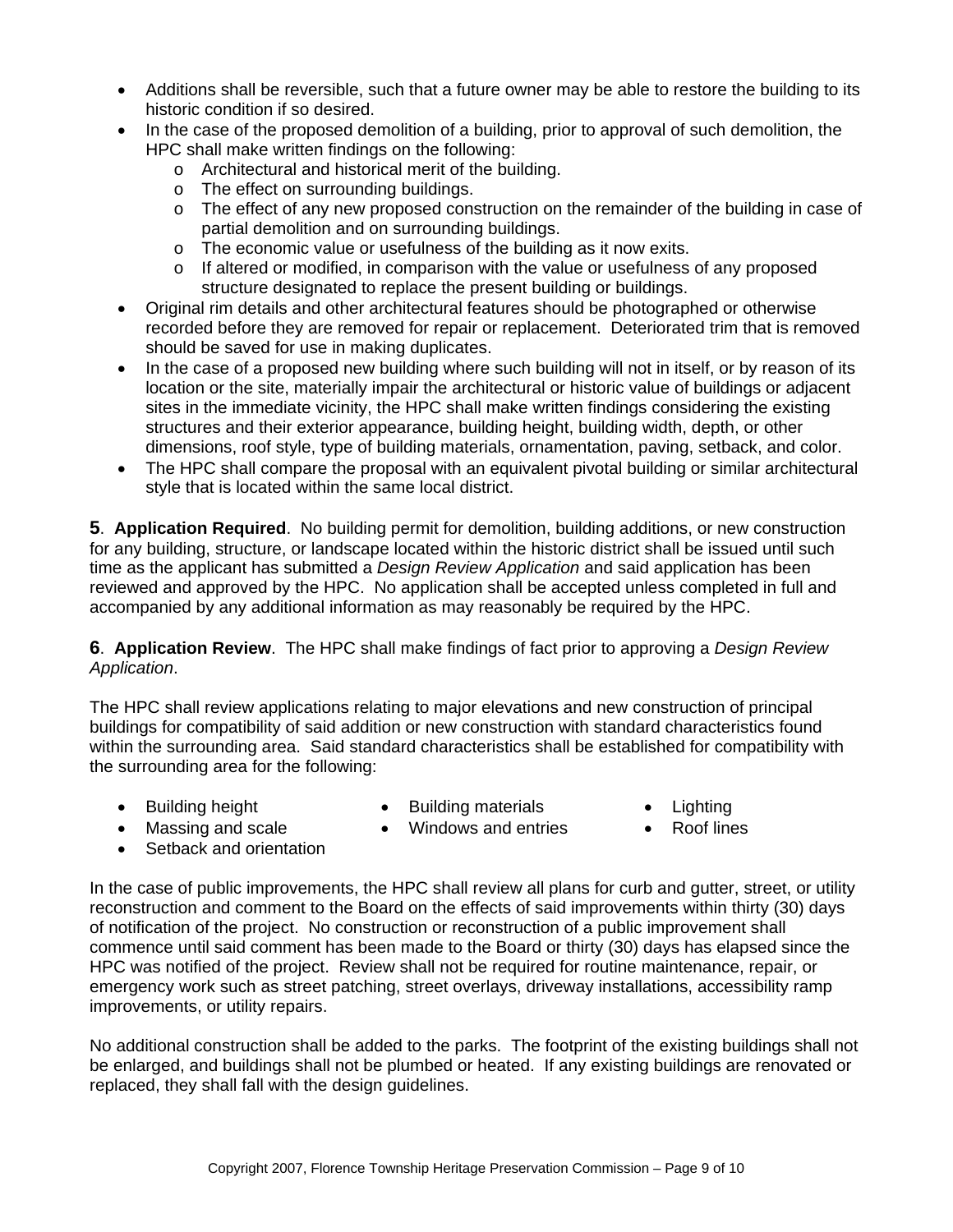- Additions shall be reversible, such that a future owner may be able to restore the building to its historic condition if so desired.
- In the case of the proposed demolition of a building, prior to approval of such demolition, the HPC shall make written findings on the following:
    - Architectural and historical merit of the building.
    - The effect on surrounding buildings.
    - The effect of any new proposed construction on the remainder of the building in case of partial demolition and on surrounding buildings.
    - The economic value or usefulness of the building as it now exits.
    - If altered or modified, in comparison with the value or usefulness of any proposed structure designated to replace the present building or buildings.
- Original rim details and other architectural features should be photographed or otherwise recorded before they are removed for repair or replacement. Deteriorated trim that is removed should be saved for use in making duplicates.
- In the case of a proposed new building where such building will not in itself, or by reason of its location or the site, materially impair the architectural or historic value of buildings or adjacent sites in the immediate vicinity, the HPC shall make written findings considering the existing structures and their exterior appearance, building height, building width, depth, or other dimensions, roof style, type of building materials, ornamentation, paving, setback, and color.
- The HPC shall compare the proposal with an equivalent pivotal building or similar architectural style that is located within the same local district.

**5**. **Application Required**. No building permit for demolition, building additions, or new construction for any building, structure, or landscape located within the historic district shall be issued until such time as the applicant has submitted a *Design Review Application* and said application has been reviewed and approved by the HPC. No application shall be accepted unless completed in full and accompanied by any additional information as may reasonably be required by the HPC.

**6**. **Application Review**. The HPC shall make findings of fact prior to approving a *Design Review Application*.

The HPC shall review applications relating to major elevations and new construction of principal buildings for compatibility of said addition or new construction with standard characteristics found within the surrounding area. Said standard characteristics shall be established for compatibility with the surrounding area for the following:

- Building height
- Massing and scale
- Setback and orientation
- Building materials
- Windows and entries
- Lighting
- Roof lines

In the case of public improvements, the HPC shall review all plans for curb and gutter, street, or utility reconstruction and comment to the Board on the effects of said improvements within thirty (30) days of notification of the project. No construction or reconstruction of a public improvement shall commence until said comment has been made to the Board or thirty (30) days has elapsed since the HPC was notified of the project. Review shall not be required for routine maintenance, repair, or emergency work such as street patching, street overlays, driveway installations, accessibility ramp improvements, or utility repairs.

No additional construction shall be added to the parks. The footprint of the existing buildings shall not be enlarged, and buildings shall not be plumbed or heated. If any existing buildings are renovated or replaced, they shall fall with the design guidelines.

Copyright 2007, Florence Township Heritage Preservation Commission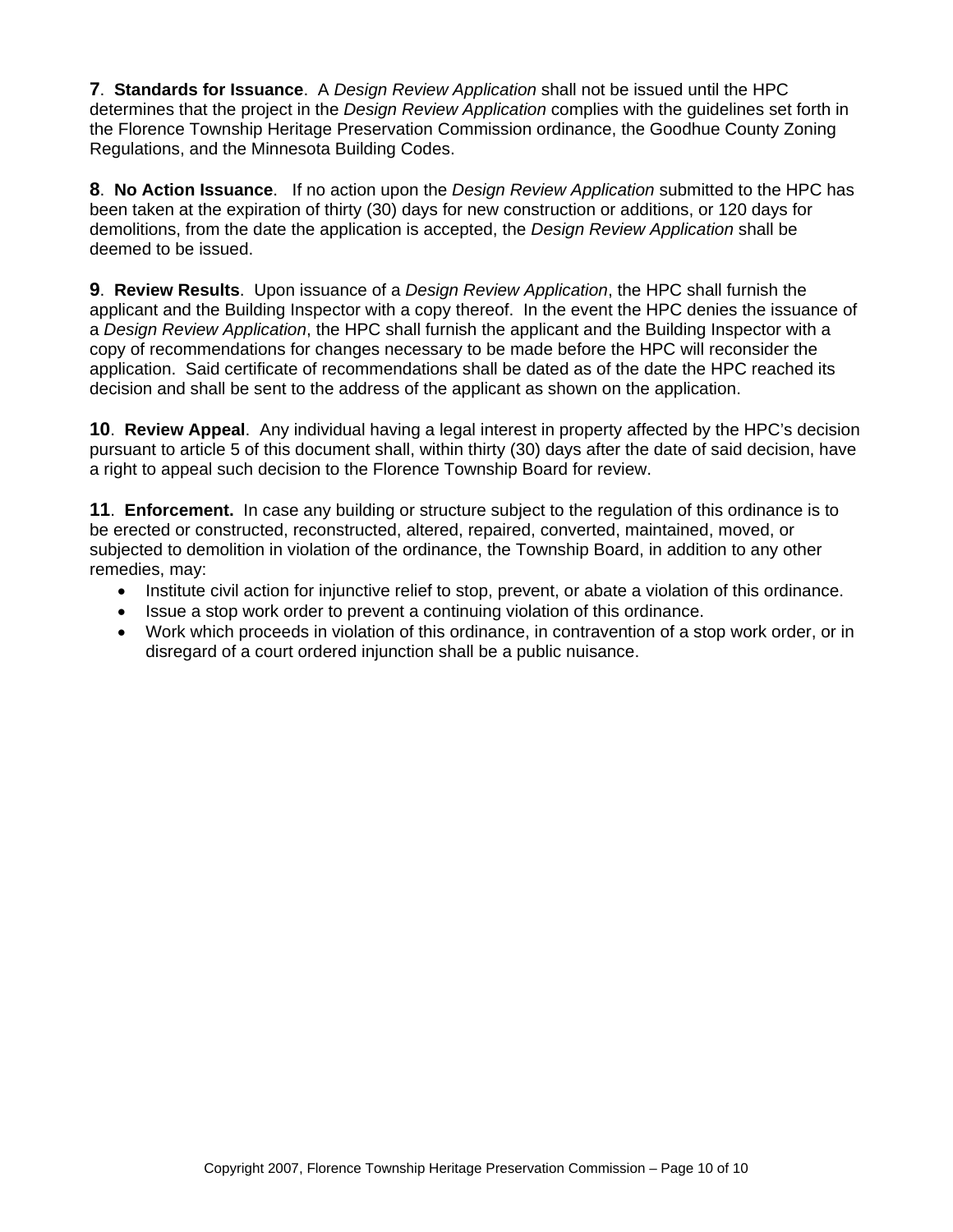**7**. **Standards for Issuance**. A *Design Review Application* shall not be issued until the HPC determines that the project in the *Design Review Application* complies with the guidelines set forth in the Florence Township Heritage Preservation Commission ordinance, the Goodhue County Zoning Regulations, and the Minnesota Building Codes.

**8**. **No Action Issuance**. If no action upon the *Design Review Application* submitted to the HPC has been taken at the expiration of thirty (30) days for new construction or additions, or 120 days for demolitions, from the date the application is accepted, the *Design Review Application* shall be deemed to be issued.

**9**. **Review Results**. Upon issuance of a *Design Review Application*, the HPC shall furnish the applicant and the Building Inspector with a copy thereof. In the event the HPC denies the issuance of a *Design Review Application*, the HPC shall furnish the applicant and the Building Inspector with a copy of recommendations for changes necessary to be made before the HPC will reconsider the application. Said certificate of recommendations shall be dated as of the date the HPC reached its decision and shall be sent to the address of the applicant as shown on the application.

**10**. **Review Appeal**. Any individual having a legal interest in property affected by the HPC's decision pursuant to article 5 of this document shall, within thirty (30) days after the date of said decision, have a right to appeal such decision to the Florence Township Board for review.

**11**. **Enforcement.** In case any building or structure subject to the regulation of this ordinance is to be erected or constructed, reconstructed, altered, repaired, converted, maintained, moved, or subjected to demolition in violation of the ordinance, the Township Board, in addition to any other remedies, may:

- Institute civil action for injunctive relief to stop, prevent, or abate a violation of this ordinance.
- Issue a stop work order to prevent a continuing violation of this ordinance.
- Work which proceeds in violation of this ordinance, in contravention of a stop work order, or in disregard of a court ordered injunction shall be a public nuisance.